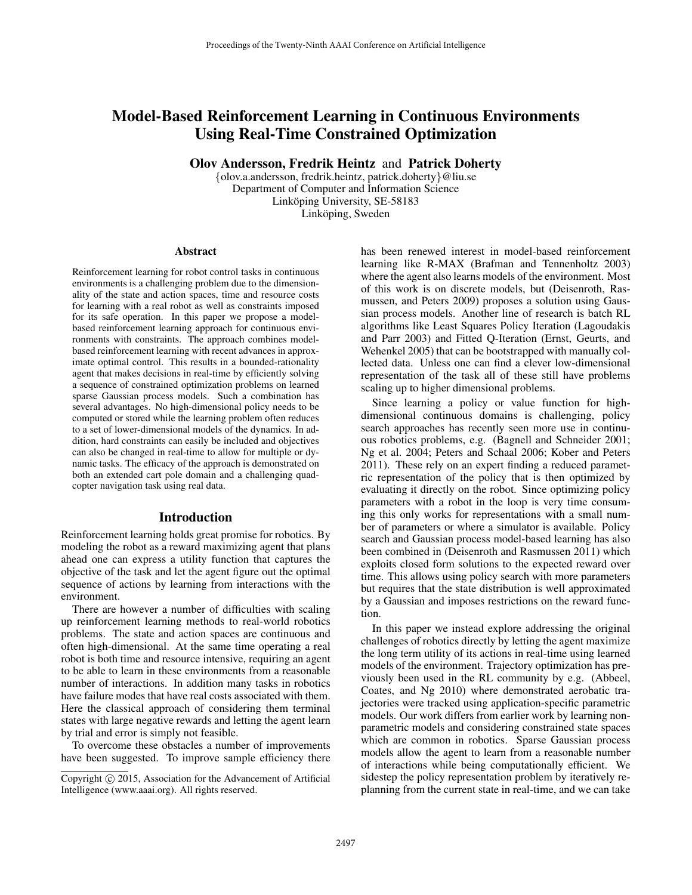# Model-Based Reinforcement Learning in Continuous Environments Using Real-Time Constrained Optimization

**Olov Andersson, Fredrik Heintz** and **Patrick Doherty**

{olov.a.andersson, fredrik.heintz, patrick.doherty}@liu.se
Department of Computer and Information Science
Linköping University, SE-58183
Linköping, Sweden

## Abstract

Reinforcement learning for robot control tasks in continuous environments is a challenging problem due to the dimensionality of the state and action spaces, time and resource costs for learning with a real robot as well as constraints imposed for its safe operation. In this paper we propose a model-based reinforcement learning approach for continuous environments with constraints. The approach combines model-based reinforcement learning with recent advances in approximate optimal control. This results in a bounded-rationality agent that makes decisions in real-time by efficiently solving a sequence of constrained optimization problems on learned sparse Gaussian process models. Such a combination has several advantages. No high-dimensional policy needs to be computed or stored while the learning problem often reduces to a set of lower-dimensional models of the dynamics. In addition, hard constraints can easily be included and objectives can also be changed in real-time to allow for multiple or dynamic tasks. The efficacy of the approach is demonstrated on both an extended cart pole domain and a challenging quadcopter navigation task using real data.

## Introduction

Reinforcement learning holds great promise for robotics. By modeling the robot as a reward maximizing agent that plans ahead one can express a utility function that captures the objective of the task and let the agent figure out the optimal sequence of actions by learning from interactions with the environment.

There are however a number of difficulties with scaling up reinforcement learning methods to real-world robotics problems. The state and action spaces are continuous and often high-dimensional. At the same time operating a real robot is both time and resource intensive, requiring an agent to be able to learn in these environments from a reasonable number of interactions. In addition many tasks in robotics have failure modes that have real costs associated with them. Here the classical approach of considering them terminal states with large negative rewards and letting the agent learn by trial and error is simply not feasible.

To overcome these obstacles a number of improvements have been suggested. To improve sample efficiency there has been renewed interest in model-based reinforcement learning like R-MAX (Brafman and Tennenholtz 2003) where the agent also learns models of the environment. Most of this work is on discrete models, but (Deisenroth, Rasmussen, and Peters 2009) proposes a solution using Gaussian process models. Another line of research is batch RL algorithms like Least Squares Policy Iteration (Lagoudakis and Parr 2003) and Fitted Q-Iteration (Ernst, Geurts, and Wehenkel 2005) that can be bootstrapped with manually collected data. Unless one can find a clever low-dimensional representation of the task all of these still have problems scaling up to higher dimensional problems.

Since learning a policy or value function for high-dimensional continuous domains is challenging, policy search approaches has recently seen more use in continuous robotics problems, e.g. (Bagnell and Schneider 2001; Ng et al. 2004; Peters and Schaal 2006; Kober and Peters 2011). These rely on an expert finding a reduced parametric representation of the policy that is then optimized by evaluating it directly on the robot. Since optimizing policy parameters with a robot in the loop is very time consuming this only works for representations with a small number of parameters or where a simulator is available. Policy search and Gaussian process model-based learning has also been combined in (Deisenroth and Rasmussen 2011) which exploits closed form solutions to the expected reward over time. This allows using policy search with more parameters but requires that the state distribution is well approximated by a Gaussian and imposes restrictions on the reward function.

In this paper we instead explore addressing the original challenges of robotics directly by letting the agent maximize the long term utility of its actions in real-time using learned models of the environment. Trajectory optimization has previously been used in the RL community by e.g. (Abbeel, Coates, and Ng 2010) where demonstrated aerobatic trajectories were tracked using application-specific parametric models. Our work differs from earlier work by learning non-parametric models and considering constrained state spaces which are common in robotics. Sparse Gaussian process models allow the agent to learn from a reasonable number of interactions while being computationally efficient. We sidestep the policy representation problem by iteratively re-planning from the current state in real-time, and we can take

Copyright © 2015, Association for the Advancement of Artificial Intelligence (www.aaai.org). All rights reserved.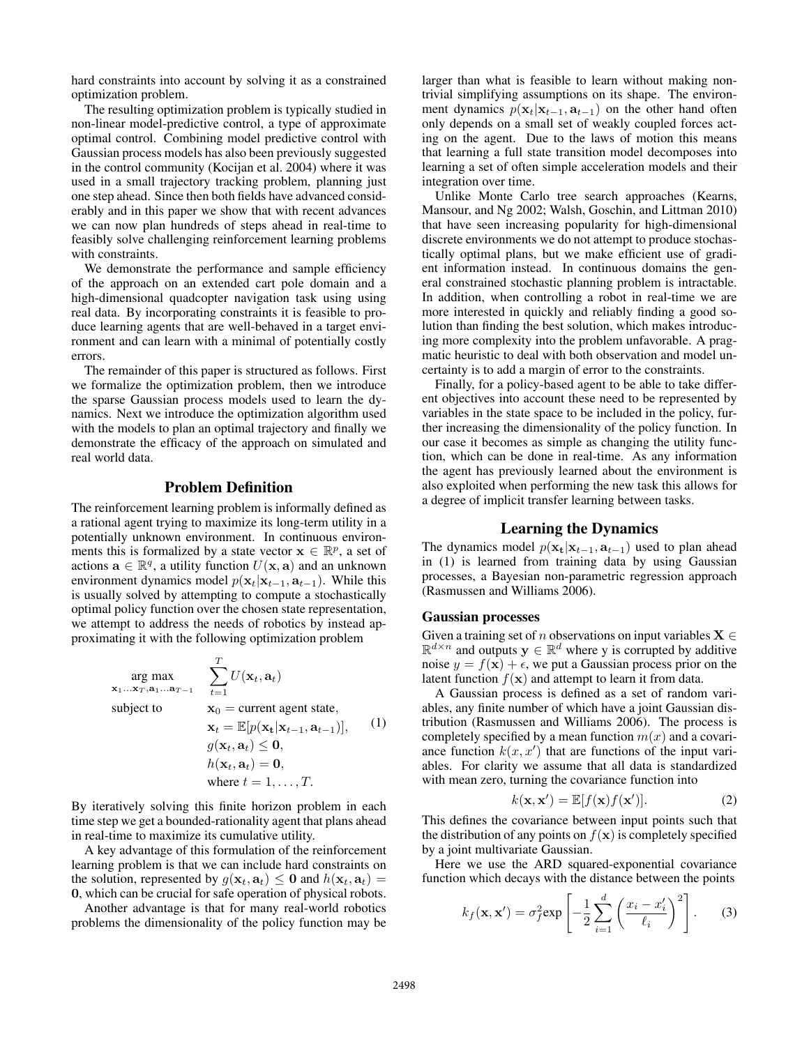hard constraints into account by solving it as a constrained optimization problem.

The resulting optimization problem is typically studied in non-linear model-predictive control, a type of approximate optimal control. Combining model predictive control with Gaussian process models has also been previously suggested in the control community (Kocijan et al. 2004) where it was used in a small trajectory tracking problem, planning just one step ahead. Since then both fields have advanced considerably and in this paper we show that with recent advances we can now plan hundreds of steps ahead in real-time to feasibly solve challenging reinforcement learning problems with constraints.

We demonstrate the performance and sample efficiency of the approach on an extended cart pole domain and a high-dimensional quadcopter navigation task using using real data. By incorporating constraints it is feasible to produce learning agents that are well-behaved in a target environment and can learn with a minimal of potentially costly errors.

The remainder of this paper is structured as follows. First we formalize the optimization problem, then we introduce the sparse Gaussian process models used to learn the dynamics. Next we introduce the optimization algorithm used with the models to plan an optimal trajectory and finally we demonstrate the efficacy of the approach on simulated and real world data.

## Problem Definition

The reinforcement learning problem is informally defined as a rational agent trying to maximize its long-term utility in a potentially unknown environment. In continuous environments this is formalized by a state vector $\mathbf{x} \in \mathbb{R}^p$, a set of actions $\mathbf{a} \in \mathbb{R}^q$, a utility function $U(\mathbf{x}, \mathbf{a})$ and an unknown environment dynamics model $p(\mathbf{x}_t | \mathbf{x}_{t-1}, \mathbf{a}_{t-1})$. While this is usually solved by attempting to compute a stochastically optimal policy function over the chosen state representation, we attempt to address the needs of robotics by instead approximating it with the following optimization problem

$$
\begin{aligned}
\underset{\mathbf{x}_1 \ldots \mathbf{x}_T, \mathbf{a}_1 \ldots \mathbf{a}_{T-1}}{\arg\max} \quad & \sum_{t=1}^{T} U(\mathbf{x}_t, \mathbf{a}_t) \\
\text{subject to} \quad & \mathbf{x}_0 = \text{current agent state}, \\
& \mathbf{x}_t = \mathbb{E}[p(\mathbf{x}_t | \mathbf{x}_{t-1}, \mathbf{a}_{t-1})], \\
& g(\mathbf{x}_t, \mathbf{a}_t) \leq \mathbf{0}, \\
& h(\mathbf{x}_t, \mathbf{a}_t) = \mathbf{0}, \\
& \text{where } t = 1, \ldots, T.
\end{aligned}
\tag{1}
$$

By iteratively solving this finite horizon problem in each time step we get a bounded-rationality agent that plans ahead in real-time to maximize its cumulative utility.

A key advantage of this formulation of the reinforcement learning problem is that we can include hard constraints on the solution, represented by $g(\mathbf{x}_t, \mathbf{a}_t) \leq \mathbf{0}$ and $h(\mathbf{x}_t, \mathbf{a}_t) = \mathbf{0}$, which can be crucial for safe operation of physical robots.

Another advantage is that for many real-world robotics problems the dimensionality of the policy function may be larger than what is feasible to learn without making non-trivial simplifying assumptions on its shape. The environment dynamics $p(\mathbf{x}_t | \mathbf{x}_{t-1}, \mathbf{a}_{t-1})$ on the other hand often only depends on a small set of weakly coupled forces acting on the agent. Due to the laws of motion this means that learning a full state transition model decomposes into learning a set of often simple acceleration models and their integration over time.

Unlike Monte Carlo tree search approaches (Kearns, Mansour, and Ng 2002; Walsh, Goschin, and Littman 2010) that have seen increasing popularity for high-dimensional discrete environments we do not attempt to produce stochastically optimal plans, but we make efficient use of gradient information instead. In continuous domains the general constrained stochastic planning problem is intractable. In addition, when controlling a robot in real-time we are more interested in quickly and reliably finding a good solution than finding the best solution, which makes introducing more complexity into the problem unfavorable. A pragmatic heuristic to deal with both observation and model uncertainty is to add a margin of error to the constraints.

Finally, for a policy-based agent to be able to take different objectives into account these need to be represented by variables in the state space to be included in the policy, further increasing the dimensionality of the policy function. In our case it becomes as simple as changing the utility function, which can be done in real-time. As any information the agent has previously learned about the environment is also exploited when performing the new task this allows for a degree of implicit transfer learning between tasks.

## Learning the Dynamics

The dynamics model $p(\mathbf{x}_t | \mathbf{x}_{t-1}, \mathbf{a}_{t-1})$ used to plan ahead in (1) is learned from training data by using Gaussian processes, a Bayesian non-parametric regression approach (Rasmussen and Williams 2006).

### Gaussian processes

Given a training set of $n$ observations on input variables $\mathbf{X} \in \mathbb{R}^{d \times n}$ and outputs $\mathbf{y} \in \mathbb{R}^d$ where y is corrupted by additive noise $y = f(\mathbf{x}) + \epsilon$, we put a Gaussian process prior on the latent function $f(\mathbf{x})$ and attempt to learn it from data.

A Gaussian process is defined as a set of random variables, any finite number of which have a joint Gaussian distribution (Rasmussen and Williams 2006). The process is completely specified by a mean function $m(x)$ and a covariance function $k(x, x')$ that are functions of the input variables. For clarity we assume that all data is standardized with mean zero, turning the covariance function into

$$
k(\mathbf{x}, \mathbf{x}') = \mathbb{E}[f(\mathbf{x}) f(\mathbf{x}')]. \tag{2}
$$

This defines the covariance between input points such that the distribution of any points on $f(\mathbf{x})$ is completely specified by a joint multivariate Gaussian.

Here we use the ARD squared-exponential covariance function which decays with the distance between the points

$$
k_f(\mathbf{x}, \mathbf{x}') = \sigma_f^2 \exp\left[ -\frac{1}{2} \sum_{i=1}^{d} \left( \frac{x_i - x_i'}{\ell_i} \right)^2 \right]. \tag{3}
$$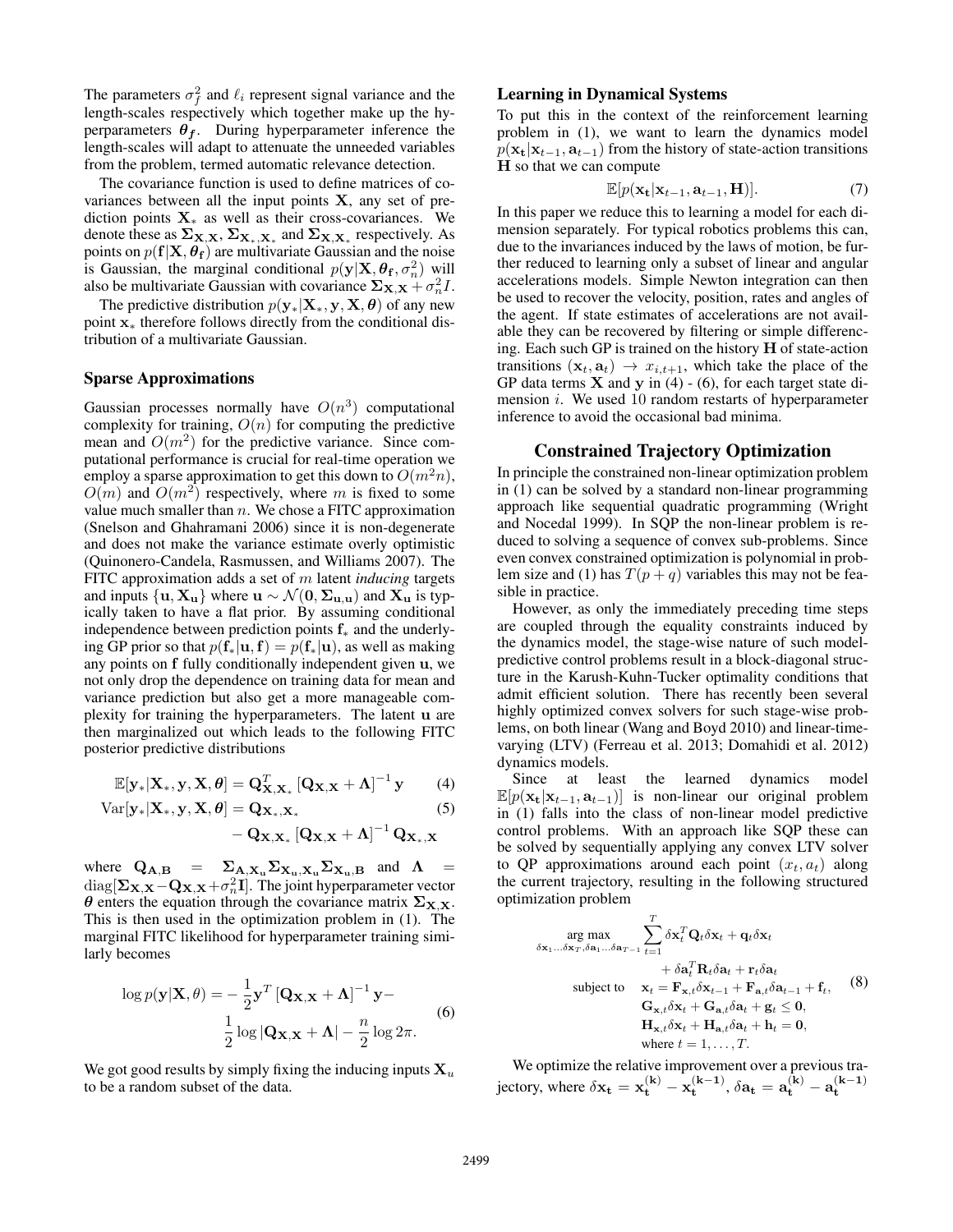The parameters $\sigma_f^2$ and $\ell_i$ represent signal variance and the length-scales respectively which together make up the hyperparameters $\boldsymbol{\theta_f}$. During hyperparameter inference the length-scales will adapt to attenuate the unneeded variables from the problem, termed automatic relevance detection.

The covariance function is used to define matrices of covariances between all the input points $\mathbf{X}$, any set of prediction points $\mathbf{X}_*$ as well as their cross-covariances. We denote these as $\boldsymbol{\Sigma}_{\mathbf{X},\mathbf{X}}$, $\boldsymbol{\Sigma}_{\mathbf{X}_*,\mathbf{X}_*}$ and $\boldsymbol{\Sigma}_{\mathbf{X},\mathbf{X}_*}$ respectively. As points on $p(\mathbf{f}|\mathbf{X},\boldsymbol{\theta_f})$ are multivariate Gaussian and the noise is Gaussian, the marginal conditional $p(\mathbf{y}|\mathbf{X},\boldsymbol{\theta_f},\sigma_n^2)$ will also be multivariate Gaussian with covariance $\boldsymbol{\Sigma}_{\mathbf{X},\mathbf{X}} + \sigma_n^2 I$.

The predictive distribution $p(\mathbf{y}_*|\mathbf{X}_*,\mathbf{y},\mathbf{X},\boldsymbol{\theta})$ of any new point $\mathbf{x}_*$ therefore follows directly from the conditional distribution of a multivariate Gaussian.

### Sparse Approximations

Gaussian processes normally have $O(n^3)$ computational complexity for training, $O(n)$ for computing the predictive mean and $O(m^2)$ for the predictive variance. Since computational performance is crucial for real-time operation we employ a sparse approximation to get this down to $O(m^2 n)$, $O(m)$ and $O(m^2)$ respectively, where $m$ is fixed to some value much smaller than $n$. We chose a FITC approximation (Snelson and Ghahramani 2006) since it is non-degenerate and does not make the variance estimate overly optimistic (Quinonero-Candela, Rasmussen, and Williams 2007). The FITC approximation adds a set of $m$ latent *inducing* targets and inputs $\{\mathbf{u},\mathbf{X_u}\}$ where $\mathbf{u} \sim \mathcal{N}(\mathbf{0},\boldsymbol{\Sigma}_{\mathbf{u},\mathbf{u}})$ and $\mathbf{X_u}$ is typically taken to have a flat prior. By assuming conditional independence between prediction points $\mathbf{f}_*$ and the underlying GP prior so that $p(\mathbf{f}_*|\mathbf{u},\mathbf{f}) = p(\mathbf{f}_*|\mathbf{u})$, as well as making any points on $\mathbf{f}$ fully conditionally independent given $\mathbf{u}$, we not only drop the dependence on training data for mean and variance prediction but also get a more manageable complexity for training the hyperparameters. The latent $\mathbf{u}$ are then marginalized out which leads to the following FITC posterior predictive distributions

$$\mathbb{E}[\mathbf{y}_*|\mathbf{X}_*,\mathbf{y},\mathbf{X},\boldsymbol{\theta}] = \mathbf{Q}_{\mathbf{X},\mathbf{X}_*}^T\left[\mathbf{Q}_{\mathbf{X},\mathbf{X}} + \boldsymbol{\Lambda}\right]^{-1}\mathbf{y} \tag{4}$$

$$\begin{aligned}\mathrm{Var}[\mathbf{y}_*|\mathbf{X}_*,\mathbf{y},\mathbf{X},\boldsymbol{\theta}] &= \mathbf{Q}_{\mathbf{X}_*,\mathbf{X}_*} \\ &\quad - \mathbf{Q}_{\mathbf{X},\mathbf{X}_*}\left[\mathbf{Q}_{\mathbf{X},\mathbf{X}} + \boldsymbol{\Lambda}\right]^{-1}\mathbf{Q}_{\mathbf{X}_*,\mathbf{X}}\end{aligned} \tag{5}$$

where $\mathbf{Q}_{\mathbf{A},\mathbf{B}} = \boldsymbol{\Sigma}_{\mathbf{A},\mathbf{X_u}}\boldsymbol{\Sigma}_{\mathbf{X_u},\mathbf{X_u}}\boldsymbol{\Sigma}_{\mathbf{X_u},\mathbf{B}}$ and $\boldsymbol{\Lambda} = \mathrm{diag}[\boldsymbol{\Sigma}_{\mathbf{X},\mathbf{X}} - \mathbf{Q}_{\mathbf{X},\mathbf{X}} + \sigma_n^2\mathbf{I}]$. The joint hyperparameter vector $\boldsymbol{\theta}$ enters the equation through the covariance matrix $\boldsymbol{\Sigma}_{\mathbf{X},\mathbf{X}}$. This is then used in the optimization problem in (1). The marginal FITC likelihood for hyperparameter training similarly becomes

$$\begin{aligned}\log p(\mathbf{y}|\mathbf{X},\theta) = &-\frac{1}{2}\mathbf{y}^T\left[\mathbf{Q}_{\mathbf{X},\mathbf{X}} + \boldsymbol{\Lambda}\right]^{-1}\mathbf{y} - \\ &\frac{1}{2}\log|\mathbf{Q}_{\mathbf{X},\mathbf{X}} + \boldsymbol{\Lambda}| - \frac{n}{2}\log 2\pi.\end{aligned} \tag{6}$$

We got good results by simply fixing the inducing inputs $\mathbf{X}_u$ to be a random subset of the data.

### Learning in Dynamical Systems

To put this in the context of the reinforcement learning problem in (1), we want to learn the dynamics model $p(\mathbf{x_t}|\mathbf{x}_{t-1},\mathbf{a}_{t-1})$ from the history of state-action transitions $\mathbf{H}$ so that we can compute

$$\mathbb{E}[p(\mathbf{x_t}|\mathbf{x}_{t-1},\mathbf{a}_{t-1},\mathbf{H})]. \tag{7}$$

In this paper we reduce this to learning a model for each dimension separately. For typical robotics problems this can, due to the invariances induced by the laws of motion, be further reduced to learning only a subset of linear and angular accelerations models. Simple Newton integration can then be used to recover the velocity, position, rates and angles of the agent. If state estimates of accelerations are not available they can be recovered by filtering or simple differencing. Each such GP is trained on the history $\mathbf{H}$ of state-action transitions $(\mathbf{x}_t,\mathbf{a}_t) \rightarrow x_{i,t+1}$, which take the place of the GP data terms $\mathbf{X}$ and $\mathbf{y}$ in (4) - (6), for each target state dimension $i$. We used 10 random restarts of hyperparameter inference to avoid the occasional bad minima.

## Constrained Trajectory Optimization

In principle the constrained non-linear optimization problem in (1) can be solved by a standard non-linear programming approach like sequential quadratic programming (Wright and Nocedal 1999). In SQP the non-linear problem is reduced to solving a sequence of convex sub-problems. Since even convex constrained optimization is polynomial in problem size and (1) has $T(p+q)$ variables this may not be feasible in practice.

However, as only the immediately preceding time steps are coupled through the equality constraints induced by the dynamics model, the stage-wise nature of such model-predictive control problems result in a block-diagonal structure in the Karush-Kuhn-Tucker optimality conditions that admit efficient solution. There has recently been several highly optimized convex solvers for such stage-wise problems, on both linear (Wang and Boyd 2010) and linear-time-varying (LTV) (Ferreau et al. 2013; Domahidi et al. 2012) dynamics models.

Since at least the learned dynamics model $\mathbb{E}[p(\mathbf{x_t}|\mathbf{x}_{t-1},\mathbf{a}_{t-1})]$ is non-linear our original problem in (1) falls into the class of non-linear model predictive control problems. With an approach like SQP these can be solved by sequentially applying any convex LTV solver to QP approximations around each point $(x_t, a_t)$ along the current trajectory, resulting in the following structured optimization problem

$$\begin{aligned}\underset{\delta\mathbf{x}_1\ldots\delta\mathbf{x}_T,\delta\mathbf{a}_1\ldots\delta\mathbf{a}_{T-1}}{\arg\max} \quad & \sum_{t=1}^{T}\delta\mathbf{x}_t^T\mathbf{Q}_t\delta\mathbf{x}_t + \mathbf{q}_t\delta\mathbf{x}_t \\ & + \delta\mathbf{a}_t^T\mathbf{R}_t\delta\mathbf{a}_t + \mathbf{r}_t\delta\mathbf{a}_t \\ \text{subject to} \quad & \mathbf{x}_t = \mathbf{F}_{\mathbf{x},t}\delta\mathbf{x}_{t-1} + \mathbf{F}_{\mathbf{a},t}\delta\mathbf{a}_{t-1} + \mathbf{f}_t, \\ & \mathbf{G}_{\mathbf{x},t}\delta\mathbf{x}_t + \mathbf{G}_{\mathbf{a},t}\delta\mathbf{a}_t + \mathbf{g}_t \leq \mathbf{0}, \\ & \mathbf{H}_{\mathbf{x},t}\delta\mathbf{x}_t + \mathbf{H}_{\mathbf{a},t}\delta\mathbf{a}_t + \mathbf{h}_t = \mathbf{0}, \\ & \text{where } t = 1,\ldots,T.\end{aligned} \tag{8}$$

We optimize the relative improvement over a previous trajectory, where $\delta\mathbf{x_t} = \mathbf{x_t^{(k)}} - \mathbf{x_t^{(k-1)}}$, $\delta\mathbf{a_t} = \mathbf{a_t^{(k)}} - \mathbf{a_t^{(k-1)}}$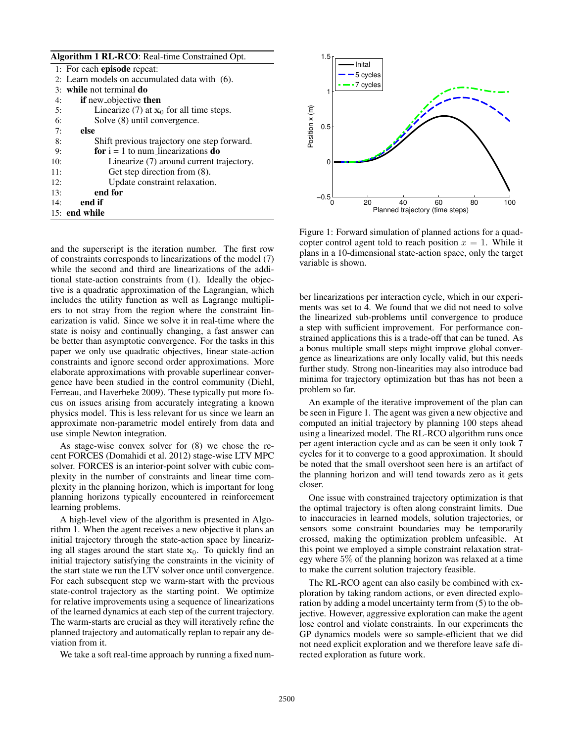**Algorithm 1 RL-RCO**: Real-time Constrained Opt.

```
 1: For each episode repeat:
 2: Learn models on accumulated data with (6).
 3: while not terminal do
 4:     if new_objective then
 5:         Linearize (7) at x_0 for all time steps.
 6:         Solve (8) until convergence.
 7:     else
 8:         Shift previous trajectory one step forward.
 9:         for i = 1 to num_linearizations do
10:             Linearize (7) around current trajectory.
11:             Get step direction from (8).
12:             Update constraint relaxation.
13:         end for
14:     end if
15: end while
```

and the superscript is the iteration number. The first row of constraints corresponds to linearizations of the model (7) while the second and third are linearizations of the additional state-action constraints from (1). Ideally the objective is a quadratic approximation of the Lagrangian, which includes the utility function as well as Lagrange multipliers to not stray from the region where the constraint linearization is valid. Since we solve it in real-time where the state is noisy and continually changing, a fast answer can be better than asymptotic convergence. For the tasks in this paper we only use quadratic objectives, linear state-action constraints and ignore second order approximations. More elaborate approximations with provable superlinear convergence have been studied in the control community (Diehl, Ferreau, and Haverbeke 2009). These typically put more focus on issues arising from accurately integrating a known physics model. This is less relevant for us since we learn an approximate non-parametric model entirely from data and use simple Newton integration.

As stage-wise convex solver for (8) we chose the recent FORCES (Domahidi et al. 2012) stage-wise LTV MPC solver. FORCES is an interior-point solver with cubic complexity in the number of constraints and linear time complexity in the planning horizon, which is important for long planning horizons typically encountered in reinforcement learning problems.

A high-level view of the algorithm is presented in Algorithm 1. When the agent receives a new objective it plans an initial trajectory through the state-action space by linearizing all stages around the start state $\mathbf{x}_0$. To quickly find an initial trajectory satisfying the constraints in the vicinity of the start state we run the LTV solver once until convergence. For each subsequent step we warm-start with the previous state-control trajectory as the starting point. We optimize for relative improvements using a sequence of linearizations of the learned dynamics at each step of the current trajectory. The warm-starts are crucial as they will iteratively refine the planned trajectory and automatically replan to repair any deviation from it.

We take a soft real-time approach by running a fixed number linearizations per interaction cycle, which in our experiments was set to 4. We found that we did not need to solve the linearized sub-problems until convergence to produce a step with sufficient improvement. For performance constrained applications this is a trade-off that can be tuned. As a bonus multiple small steps might improve global convergence as linearizations are only locally valid, but this needs further study. Strong non-linearities may also introduce bad minima for trajectory optimization but thas has not been a problem so far.

Figure 1: Forward simulation of planned actions for a quadcopter control agent told to reach position $x = 1$. While it plans in a 10-dimensional state-action space, only the target variable is shown.

An example of the iterative improvement of the plan can be seen in Figure 1. The agent was given a new objective and computed an initial trajectory by planning 100 steps ahead using a linearized model. The RL-RCO algorithm runs once per agent interaction cycle and as can be seen it only took 7 cycles for it to converge to a good approximation. It should be noted that the small overshoot seen here is an artifact of the planning horizon and will tend towards zero as it gets closer.

One issue with constrained trajectory optimization is that the optimal trajectory is often along constraint limits. Due to inaccuracies in learned models, solution trajectories, or sensors some constraint boundaries may be temporarily crossed, making the optimization problem unfeasible. At this point we employed a simple constraint relaxation strategy where 5% of the planning horizon was relaxed at a time to make the current solution trajectory feasible.

The RL-RCO agent can also easily be combined with exploration by taking random actions, or even directed exploration by adding a model uncertainty term from (5) to the objective. However, aggressive exploration can make the agent lose control and violate constraints. In our experiments the GP dynamics models were so sample-efficient that we did not need explicit exploration and we therefore leave safe directed exploration as future work.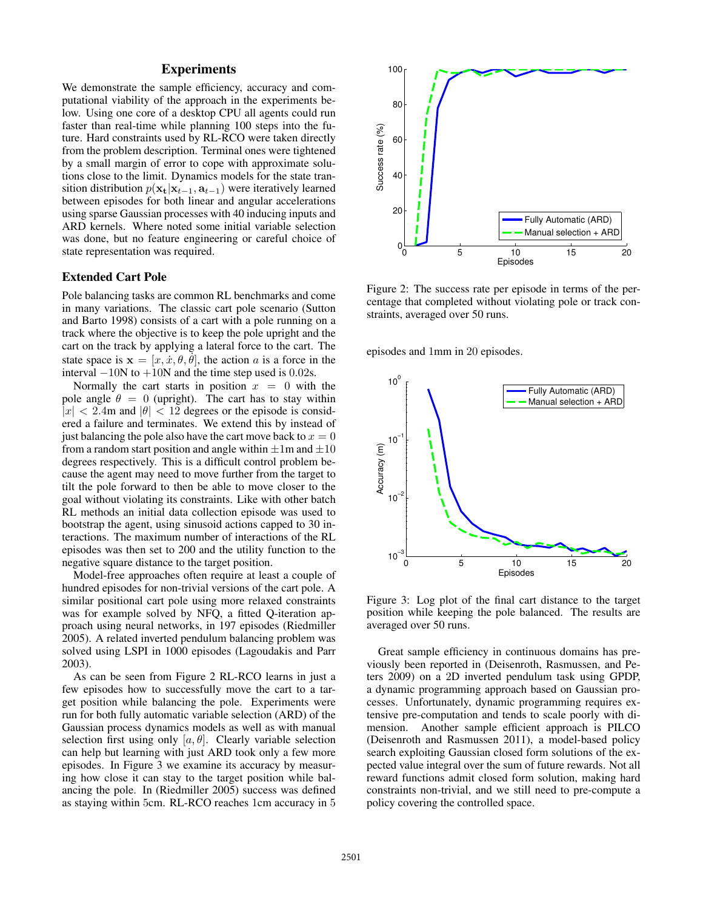## Experiments

We demonstrate the sample efficiency, accuracy and computational viability of the approach in the experiments below. Using one core of a desktop CPU all agents could run faster than real-time while planning 100 steps into the future. Hard constraints used by RL-RCO were taken directly from the problem description. Terminal ones were tightened by a small margin of error to cope with approximate solutions close to the limit. Dynamics models for the state transition distribution $p(\mathbf{x_t}|\mathbf{x}_{t-1}, \mathbf{a}_{t-1})$ were iteratively learned between episodes for both linear and angular accelerations using sparse Gaussian processes with 40 inducing inputs and ARD kernels. Where noted some initial variable selection was done, but no feature engineering or careful choice of state representation was required.

### Extended Cart Pole

Pole balancing tasks are common RL benchmarks and come in many variations. The classic cart pole scenario (Sutton and Barto 1998) consists of a cart with a pole running on a track where the objective is to keep the pole upright and the cart on the track by applying a lateral force to the cart. The state space is $\mathbf{x} = [x, \dot{x}, \theta, \dot{\theta}]$, the action $a$ is a force in the interval $-10$N to $+10$N and the time step used is $0.02$s.

Normally the cart starts in position $x = 0$ with the pole angle $\theta = 0$ (upright). The cart has to stay within $|x| < 2.4$m and $|\theta| < 12$ degrees or the episode is considered a failure and terminates. We extend this by instead of just balancing the pole also have the cart move back to $x = 0$ from a random start position and angle within $\pm 1$m and $\pm 10$ degrees respectively. This is a difficult control problem because the agent may need to move further from the target to tilt the pole forward to then be able to move closer to the goal without violating its constraints. Like with other batch RL methods an initial data collection episode was used to bootstrap the agent, using sinusoid actions capped to 30 interactions. The maximum number of interactions of the RL episodes was then set to 200 and the utility function to the negative square distance to the target position.

Model-free approaches often require at least a couple of hundred episodes for non-trivial versions of the cart pole. A similar positional cart pole using more relaxed constraints was for example solved by NFQ, a fitted Q-iteration approach using neural networks, in 197 episodes (Riedmiller 2005). A related inverted pendulum balancing problem was solved using LSPI in 1000 episodes (Lagoudakis and Parr 2003).

As can be seen from Figure 2 RL-RCO learns in just a few episodes how to successfully move the cart to a target position while balancing the pole. Experiments were run for both fully automatic variable selection (ARD) of the Gaussian process dynamics models as well as with manual selection first using only $[a, \theta]$. Clearly variable selection can help but learning with just ARD took only a few more episodes. In Figure 3 we examine its accuracy by measuring how close it can stay to the target position while balancing the pole. In (Riedmiller 2005) success was defined as staying within 5cm. RL-RCO reaches 1cm accuracy in 5 episodes and 1mm in 20 episodes.

Figure 2: The success rate per episode in terms of the percentage that completed without violating pole or track constraints, averaged over 50 runs.

Figure 3: Log plot of the final cart distance to the target position while keeping the pole balanced. The results are averaged over 50 runs.

Great sample efficiency in continuous domains has previously been reported in (Deisenroth, Rasmussen, and Peters 2009) on a 2D inverted pendulum task using GPDP, a dynamic programming approach based on Gaussian processes. Unfortunately, dynamic programming requires extensive pre-computation and tends to scale poorly with dimension. Another sample efficient approach is PILCO (Deisenroth and Rasmussen 2011), a model-based policy search exploiting Gaussian closed form solutions of the expected value integral over the sum of future rewards. Not all reward functions admit closed form solution, making hard constraints non-trivial, and we still need to pre-compute a policy covering the controlled space.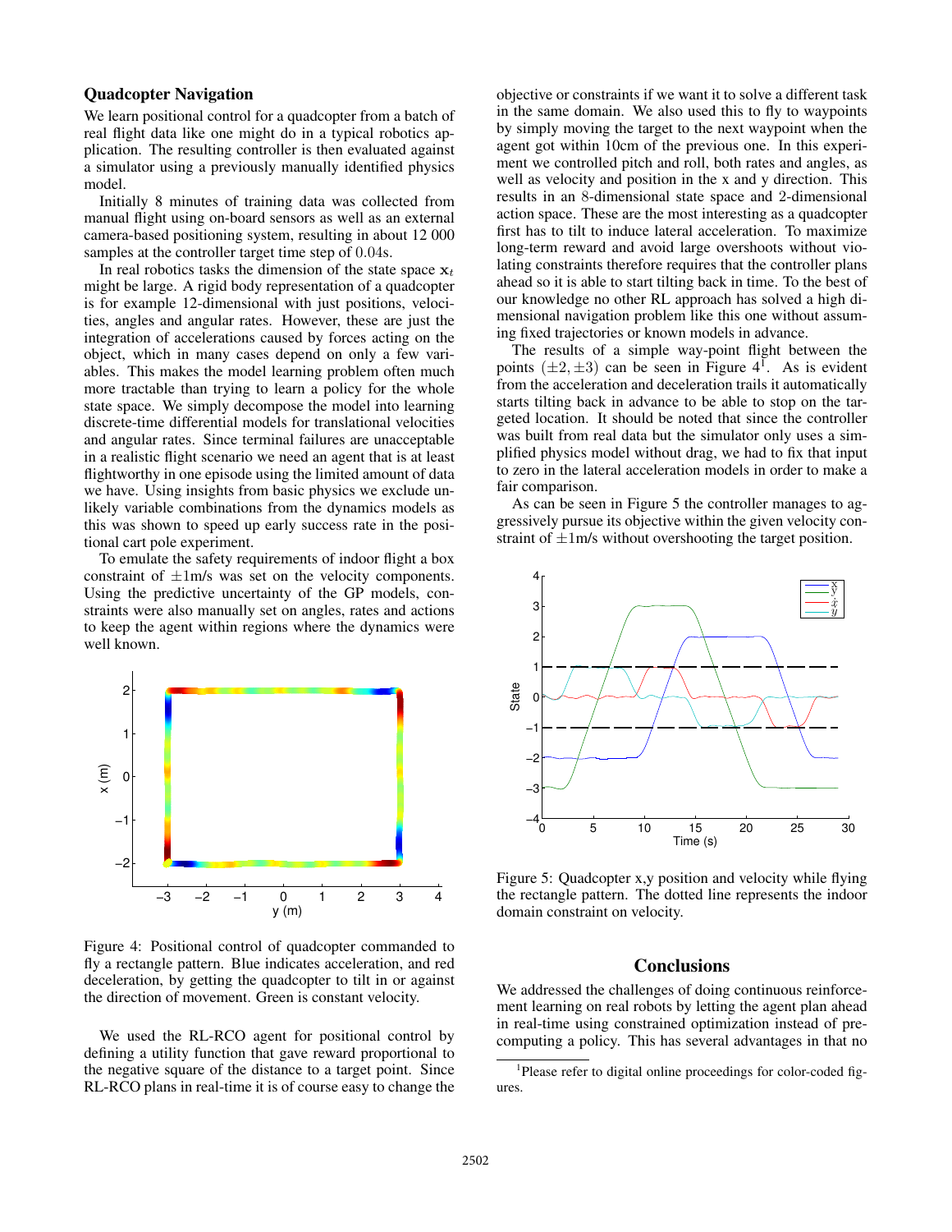### Quadcopter Navigation

We learn positional control for a quadcopter from a batch of real flight data like one might do in a typical robotics application. The resulting controller is then evaluated against a simulator using a previously manually identified physics model.

Initially 8 minutes of training data was collected from manual flight using on-board sensors as well as an external camera-based positioning system, resulting in about 12 000 samples at the controller target time step of 0.04s.

In real robotics tasks the dimension of the state space $\mathbf{x}_t$ might be large. A rigid body representation of a quadcopter is for example 12-dimensional with just positions, velocities, angles and angular rates. However, these are just the integration of accelerations caused by forces acting on the object, which in many cases depend on only a few variables. This makes the model learning problem often much more tractable than trying to learn a policy for the whole state space. We simply decompose the model into learning discrete-time differential models for translational velocities and angular rates. Since terminal failures are unacceptable in a realistic flight scenario we need an agent that is at least flightworthy in one episode using the limited amount of data we have. Using insights from basic physics we exclude unlikely variable combinations from the dynamics models as this was shown to speed up early success rate in the positional cart pole experiment.

To emulate the safety requirements of indoor flight a box constraint of $\pm$1m/s was set on the velocity components. Using the predictive uncertainty of the GP models, constraints were also manually set on angles, rates and actions to keep the agent within regions where the dynamics were well known.

Figure 4: Positional control of quadcopter commanded to fly a rectangle pattern. Blue indicates acceleration, and red deceleration, by getting the quadcopter to tilt in or against the direction of movement. Green is constant velocity.

We used the RL-RCO agent for positional control by defining a utility function that gave reward proportional to the negative square of the distance to a target point. Since RL-RCO plans in real-time it is of course easy to change the objective or constraints if we want it to solve a different task in the same domain. We also used this to fly to waypoints by simply moving the target to the next waypoint when the agent got within 10cm of the previous one. In this experiment we controlled pitch and roll, both rates and angles, as well as velocity and position in the x and y direction. This results in an 8-dimensional state space and 2-dimensional action space. These are the most interesting as a quadcopter first has to tilt to induce lateral acceleration. To maximize long-term reward and avoid large overshoots without violating constraints therefore requires that the controller plans ahead so it is able to start tilting back in time. To the best of our knowledge no other RL approach has solved a high dimensional navigation problem like this one without assuming fixed trajectories or known models in advance.

The results of a simple way-point flight between the points $(\pm 2, \pm 3)$ can be seen in Figure 4[1]. As is evident from the acceleration and deceleration trails it automatically starts tilting back in advance to be able to stop on the targeted location. It should be noted that since the controller was built from real data but the simulator only uses a simplified physics model without drag, we had to fix that input to zero in the lateral acceleration models in order to make a fair comparison.

As can be seen in Figure 5 the controller manages to aggressively pursue its objective within the given velocity constraint of $\pm$1m/s without overshooting the target position.

Figure 5: Quadcopter x,y position and velocity while flying the rectangle pattern. The dotted line represents the indoor domain constraint on velocity.

## Conclusions

We addressed the challenges of doing continuous reinforcement learning on real robots by letting the agent plan ahead in real-time using constrained optimization instead of precomputing a policy. This has several advantages in that no

[1] Please refer to digital online proceedings for color-coded figures.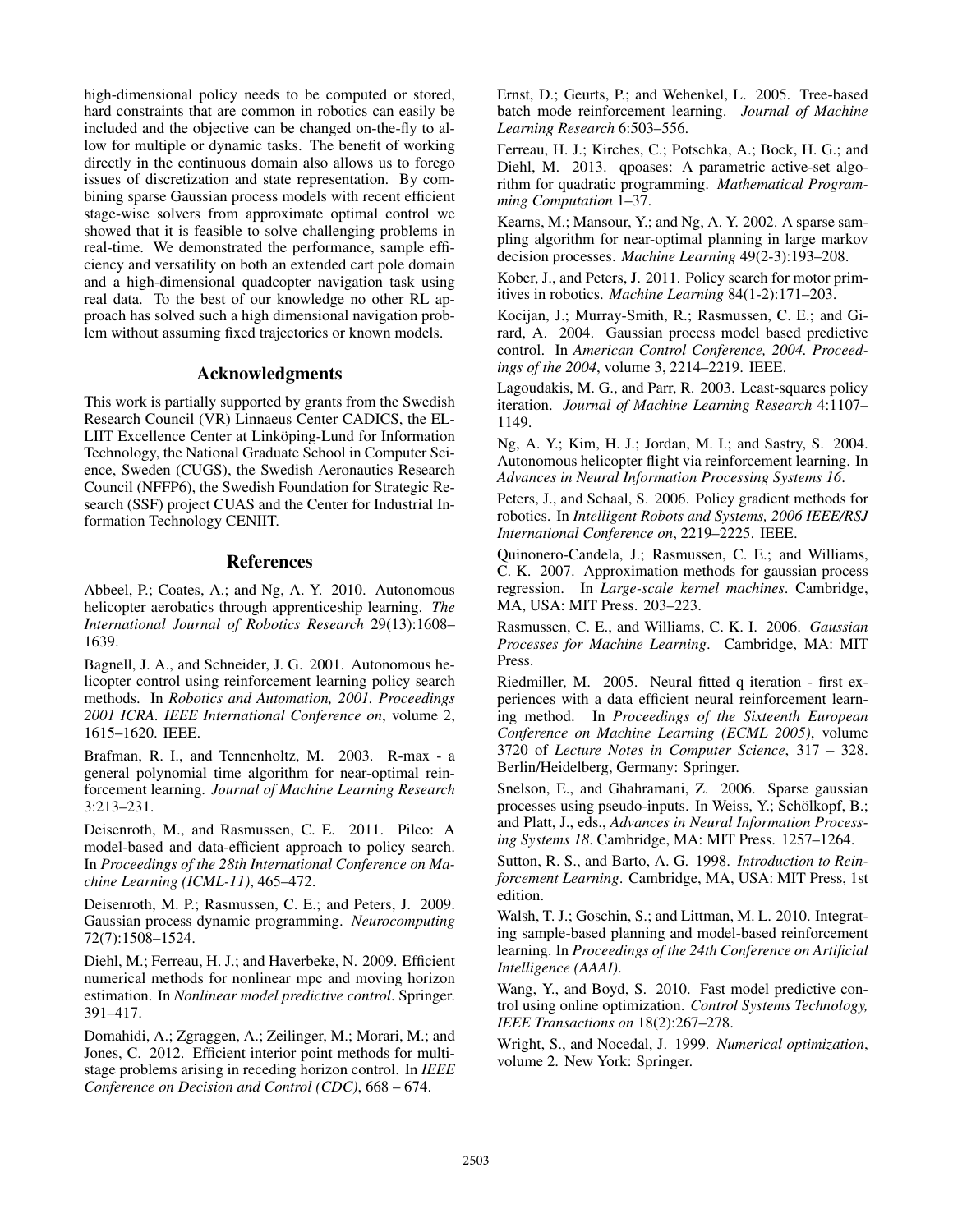high-dimensional policy needs to be computed or stored, hard constraints that are common in robotics can easily be included and the objective can be changed on-the-fly to allow for multiple or dynamic tasks. The benefit of working directly in the continuous domain also allows us to forego issues of discretization and state representation. By combining sparse Gaussian process models with recent efficient stage-wise solvers from approximate optimal control we showed that it is feasible to solve challenging problems in real-time. We demonstrated the performance, sample efficiency and versatility on both an extended cart pole domain and a high-dimensional quadcopter navigation task using real data. To the best of our knowledge no other RL approach has solved such a high dimensional navigation problem without assuming fixed trajectories or known models.

## Acknowledgments

This work is partially supported by grants from the Swedish Research Council (VR) Linnaeus Center CADICS, the ELLIIT Excellence Center at Linköping-Lund for Information Technology, the National Graduate School in Computer Science, Sweden (CUGS), the Swedish Aeronautics Research Council (NFFP6), the Swedish Foundation for Strategic Research (SSF) project CUAS and the Center for Industrial Information Technology CENIIT.

## References

Abbeel, P.; Coates, A.; and Ng, A. Y. 2010. Autonomous helicopter aerobatics through apprenticeship learning. *The International Journal of Robotics Research* 29(13):1608–1639.

Bagnell, J. A., and Schneider, J. G. 2001. Autonomous helicopter control using reinforcement learning policy search methods. In *Robotics and Automation, 2001. Proceedings 2001 ICRA. IEEE International Conference on*, volume 2, 1615–1620. IEEE.

Brafman, R. I., and Tennenholtz, M. 2003. R-max - a general polynomial time algorithm for near-optimal reinforcement learning. *Journal of Machine Learning Research* 3:213–231.

Deisenroth, M., and Rasmussen, C. E. 2011. Pilco: A model-based and data-efficient approach to policy search. In *Proceedings of the 28th International Conference on Machine Learning (ICML-11)*, 465–472.

Deisenroth, M. P.; Rasmussen, C. E.; and Peters, J. 2009. Gaussian process dynamic programming. *Neurocomputing* 72(7):1508–1524.

Diehl, M.; Ferreau, H. J.; and Haverbeke, N. 2009. Efficient numerical methods for nonlinear mpc and moving horizon estimation. In *Nonlinear model predictive control*. Springer. 391–417.

Domahidi, A.; Zgraggen, A.; Zeilinger, M.; Morari, M.; and Jones, C. 2012. Efficient interior point methods for multistage problems arising in receding horizon control. In *IEEE Conference on Decision and Control (CDC)*, 668 – 674.

Ernst, D.; Geurts, P.; and Wehenkel, L. 2005. Tree-based batch mode reinforcement learning. *Journal of Machine Learning Research* 6:503–556.

Ferreau, H. J.; Kirches, C.; Potschka, A.; Bock, H. G.; and Diehl, M. 2013. qpoases: A parametric active-set algorithm for quadratic programming. *Mathematical Programming Computation* 1–37.

Kearns, M.; Mansour, Y.; and Ng, A. Y. 2002. A sparse sampling algorithm for near-optimal planning in large markov decision processes. *Machine Learning* 49(2-3):193–208.

Kober, J., and Peters, J. 2011. Policy search for motor primitives in robotics. *Machine Learning* 84(1-2):171–203.

Kocijan, J.; Murray-Smith, R.; Rasmussen, C. E.; and Girard, A. 2004. Gaussian process model based predictive control. In *American Control Conference, 2004. Proceedings of the 2004*, volume 3, 2214–2219. IEEE.

Lagoudakis, M. G., and Parr, R. 2003. Least-squares policy iteration. *Journal of Machine Learning Research* 4:1107–1149.

Ng, A. Y.; Kim, H. J.; Jordan, M. I.; and Sastry, S. 2004. Autonomous helicopter flight via reinforcement learning. In *Advances in Neural Information Processing Systems 16*.

Peters, J., and Schaal, S. 2006. Policy gradient methods for robotics. In *Intelligent Robots and Systems, 2006 IEEE/RSJ International Conference on*, 2219–2225. IEEE.

Quinonero-Candela, J.; Rasmussen, C. E.; and Williams, C. K. 2007. Approximation methods for gaussian process regression. In *Large-scale kernel machines*. Cambridge, MA, USA: MIT Press. 203–223.

Rasmussen, C. E., and Williams, C. K. I. 2006. *Gaussian Processes for Machine Learning*. Cambridge, MA: MIT Press.

Riedmiller, M. 2005. Neural fitted q iteration - first experiences with a data efficient neural reinforcement learning method. In *Proceedings of the Sixteenth European Conference on Machine Learning (ECML 2005)*, volume 3720 of *Lecture Notes in Computer Science*, 317 – 328. Berlin/Heidelberg, Germany: Springer.

Snelson, E., and Ghahramani, Z. 2006. Sparse gaussian processes using pseudo-inputs. In Weiss, Y.; Schölkopf, B.; and Platt, J., eds., *Advances in Neural Information Processing Systems 18*. Cambridge, MA: MIT Press. 1257–1264.

Sutton, R. S., and Barto, A. G. 1998. *Introduction to Reinforcement Learning*. Cambridge, MA, USA: MIT Press, 1st edition.

Walsh, T. J.; Goschin, S.; and Littman, M. L. 2010. Integrating sample-based planning and model-based reinforcement learning. In *Proceedings of the 24th Conference on Artificial Intelligence (AAAI)*.

Wang, Y., and Boyd, S. 2010. Fast model predictive control using online optimization. *Control Systems Technology, IEEE Transactions on* 18(2):267–278.

Wright, S., and Nocedal, J. 1999. *Numerical optimization*, volume 2. New York: Springer.